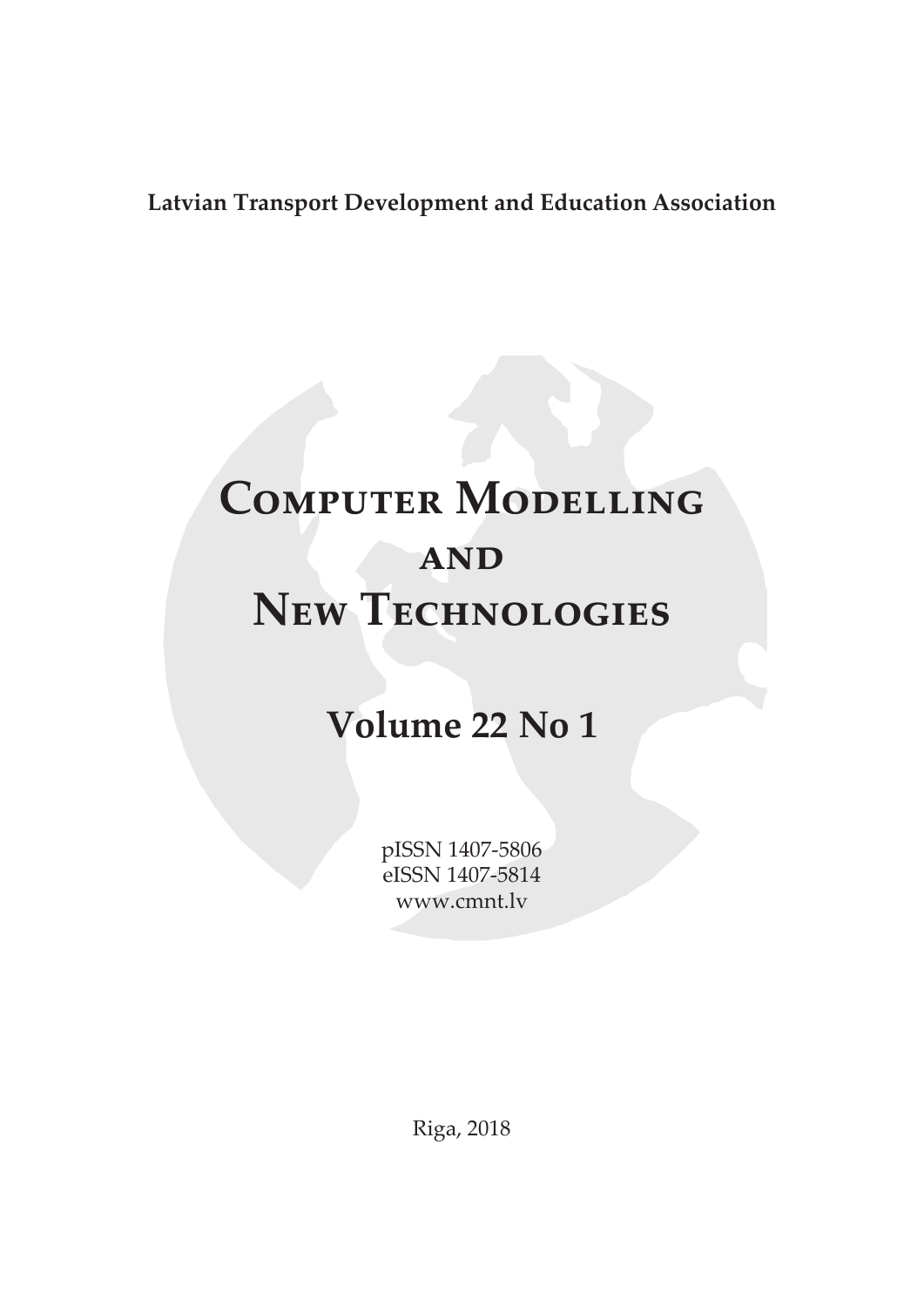**Latvian Transport Development and Education Association**

# Computer Modelling and New Technologies

## Volume 22 No 1

pISSN 1407-5806
eISSN 1407-5814
www.cmnt.lv

Riga, 2018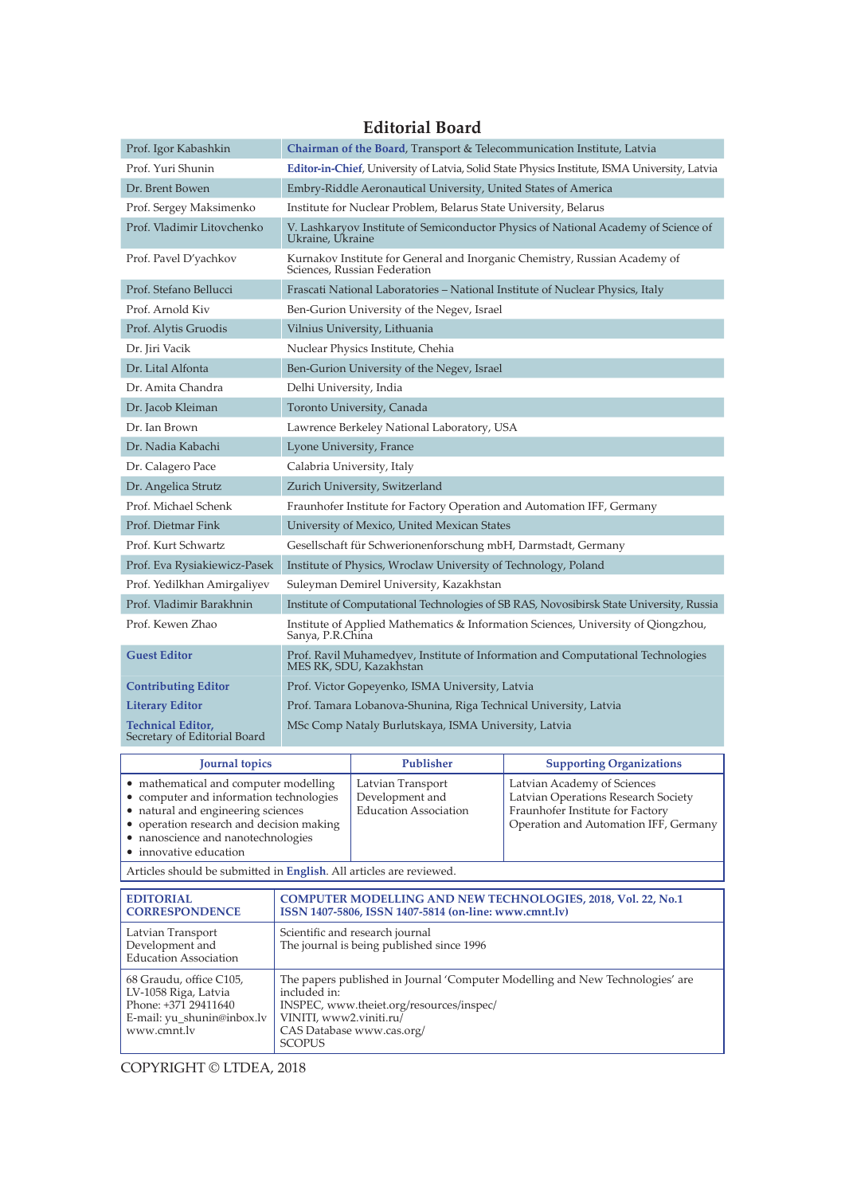## Editorial Board

| | |
|---|---|
| Prof. Igor Kabashkin | **Chairman of the Board**, Transport & Telecommunication Institute, Latvia |
| Prof. Yuri Shunin | **Editor-in-Chief**, University of Latvia, Solid State Physics Institute, ISMA University, Latvia |
| Dr. Brent Bowen | Embry-Riddle Aeronautical University, United States of America |
| Prof. Sergey Maksimenko | Institute for Nuclear Problem, Belarus State University, Belarus |
| Prof. Vladimir Litovchenko | V. Lashkaryov Institute of Semiconductor Physics of National Academy of Science of Ukraine, Ukraine |
| Prof. Pavel D'yachkov | Kurnakov Institute for General and Inorganic Chemistry, Russian Academy of Sciences, Russian Federation |
| Prof. Stefano Bellucci | Frascati National Laboratories – National Institute of Nuclear Physics, Italy |
| Prof. Arnold Kiv | Ben-Gurion University of the Negev, Israel |
| Prof. Alytis Gruodis | Vilnius University, Lithuania |
| Dr. Jiri Vacik | Nuclear Physics Institute, Chehia |
| Dr. Lital Alfonta | Ben-Gurion University of the Negev, Israel |
| Dr. Amita Chandra | Delhi University, India |
| Dr. Jacob Kleiman | Toronto University, Canada |
| Dr. Ian Brown | Lawrence Berkeley National Laboratory, USA |
| Dr. Nadia Kabachi | Lyone University, France |
| Dr. Calagero Pace | Calabria University, Italy |
| Dr. Angelica Strutz | Zurich University, Switzerland |
| Prof. Michael Schenk | Fraunhofer Institute for Factory Operation and Automation IFF, Germany |
| Prof. Dietmar Fink | University of Mexico, United Mexican States |
| Prof. Kurt Schwartz | Gesellschaft für Schwerionenforschung mbH, Darmstadt, Germany |
| Prof. Eva Rysiakiewicz-Pasek | Institute of Physics, Wroclaw University of Technology, Poland |
| Prof. Yedilkhan Amirgaliyev | Suleyman Demirel University, Kazakhstan |
| Prof. Vladimir Barakhnin | Institute of Computational Technologies of SB RAS, Novosibirsk State University, Russia |
| Prof. Kewen Zhao | Institute of Applied Mathematics & Information Sciences, University of Qiongzhou, Sanya, P.R.China |
| **Guest Editor** | Prof. Ravil Muhamedyev, Institute of Information and Computational Technologies MES RK, SDU, Kazakhstan |
| **Contributing Editor** | Prof. Victor Gopeyenko, ISMA University, Latvia |
| **Literary Editor** | Prof. Tamara Lobanova-Shunina, Riga Technical University, Latvia |
| **Technical Editor**, Secretary of Editorial Board | MSc Comp Nataly Burlutskaya, ISMA University, Latvia |

| Journal topics | Publisher | Supporting Organizations |
|---|---|---|
| • mathematical and computer modelling<br>• computer and information technologies<br>• natural and engineering sciences<br>• operation research and decision making<br>• nanoscience and nanotechnologies<br>• innovative education | Latvian Transport Development and Education Association | Latvian Academy of Sciences<br>Latvian Operations Research Society<br>Fraunhofer Institute for Factory Operation and Automation IFF, Germany |

Articles should be submitted in **English**. All articles are reviewed.

| **EDITORIAL CORRESPONDENCE** | **COMPUTER MODELLING AND NEW TECHNOLOGIES, 2018, Vol. 22, No.1**<br>**ISSN 1407-5806, ISSN 1407-5814 (on-line: www.cmnt.lv)** |
|---|---|
| Latvian Transport Development and Education Association | Scientific and research journal<br>The journal is being published since 1996 |
| 68 Graudu, office C105,<br>LV-1058 Riga, Latvia<br>Phone: +371 29411640<br>E-mail: yu_shunin@inbox.lv<br>www.cmnt.lv | The papers published in Journal 'Computer Modelling and New Technologies' are included in:<br>INSPEC, www.theiet.org/resources/inspec/<br>VINITI, www2.viniti.ru/<br>CAS Database www.cas.org/<br>SCOPUS |

COPYRIGHT © LTDEA, 2018